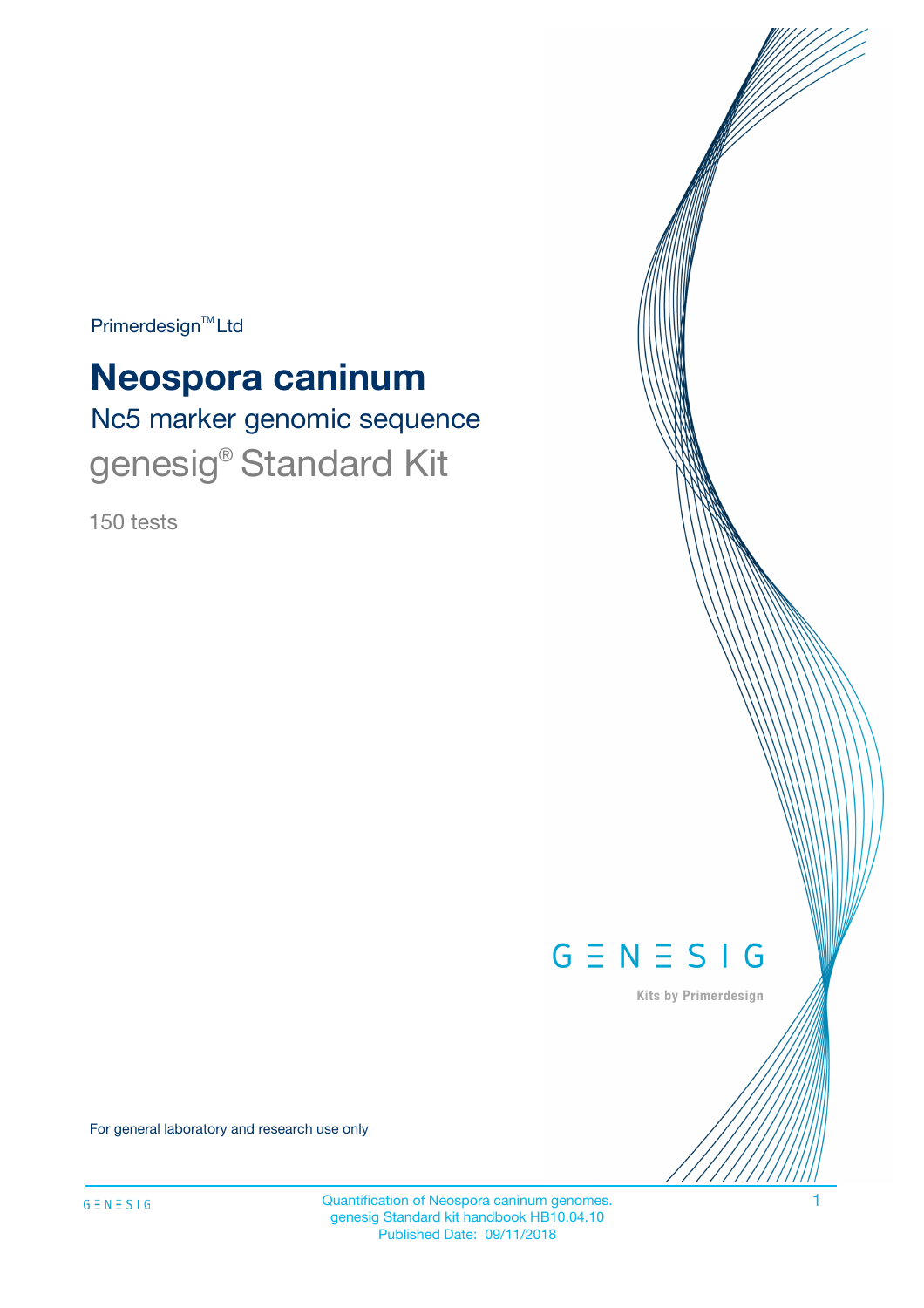Primerdesign™ Ltd

# Neospora caninum

## Nc5 marker genomic sequence

## genesig® Standard Kit

150 tests

GENESIG

Kits by Primerdesign

For general laboratory and research use only

Quantification of Neospora caninum genomes.
genesig Standard kit handbook HB10.04.10
Published Date: 09/11/2018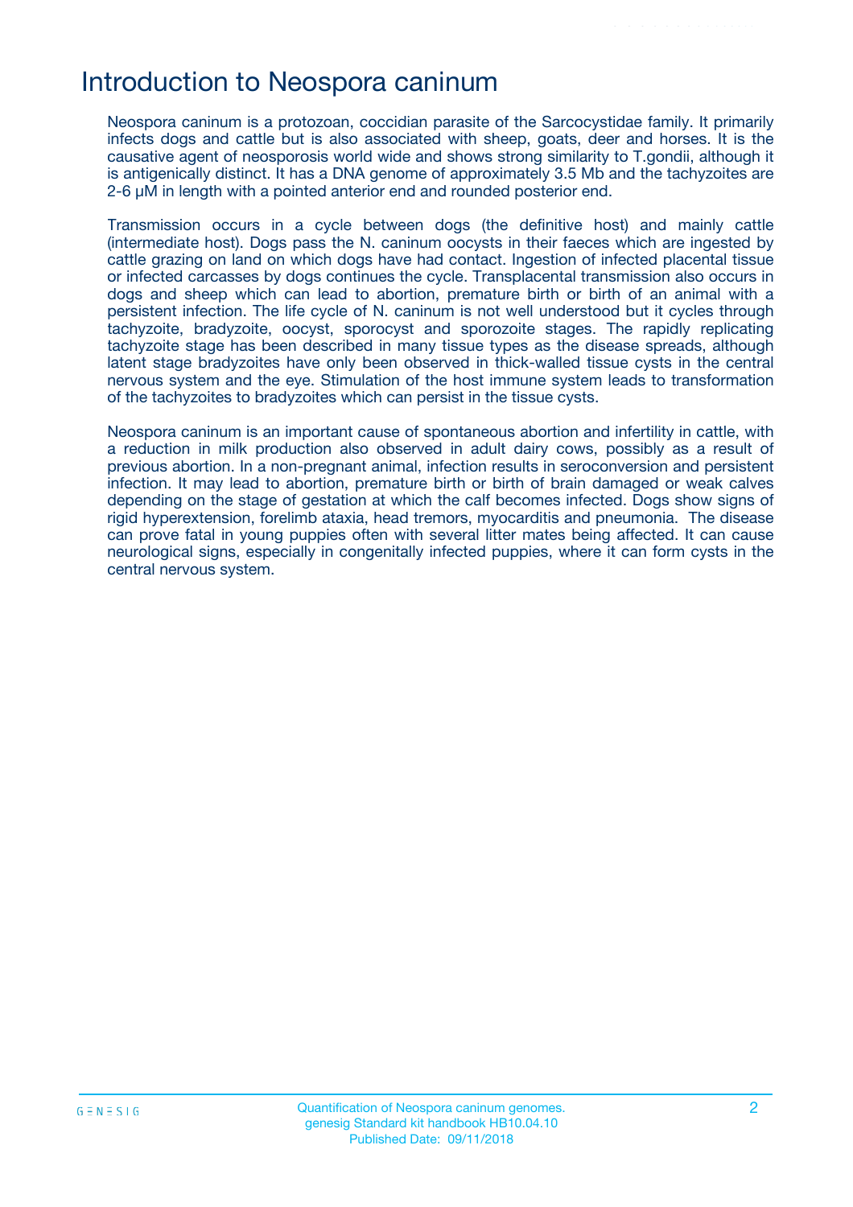# Introduction to Neospora caninum

Neospora caninum is a protozoan, coccidian parasite of the Sarcocystidae family. It primarily infects dogs and cattle but is also associated with sheep, goats, deer and horses. It is the causative agent of neosporosis world wide and shows strong similarity to T.gondii, although it is antigenically distinct. It has a DNA genome of approximately 3.5 Mb and the tachyzoites are 2-6 μM in length with a pointed anterior end and rounded posterior end.

Transmission occurs in a cycle between dogs (the definitive host) and mainly cattle (intermediate host). Dogs pass the N. caninum oocysts in their faeces which are ingested by cattle grazing on land on which dogs have had contact. Ingestion of infected placental tissue or infected carcasses by dogs continues the cycle. Transplacental transmission also occurs in dogs and sheep which can lead to abortion, premature birth or birth of an animal with a persistent infection. The life cycle of N. caninum is not well understood but it cycles through tachyzoite, bradyzoite, oocyst, sporocyst and sporozoite stages. The rapidly replicating tachyzoite stage has been described in many tissue types as the disease spreads, although latent stage bradyzoites have only been observed in thick-walled tissue cysts in the central nervous system and the eye. Stimulation of the host immune system leads to transformation of the tachyzoites to bradyzoites which can persist in the tissue cysts.

Neospora caninum is an important cause of spontaneous abortion and infertility in cattle, with a reduction in milk production also observed in adult dairy cows, possibly as a result of previous abortion. In a non-pregnant animal, infection results in seroconversion and persistent infection. It may lead to abortion, premature birth or birth of brain damaged or weak calves depending on the stage of gestation at which the calf becomes infected. Dogs show signs of rigid hyperextension, forelimb ataxia, head tremors, myocarditis and pneumonia. The disease can prove fatal in young puppies often with several litter mates being affected. It can cause neurological signs, especially in congenitally infected puppies, where it can form cysts in the central nervous system.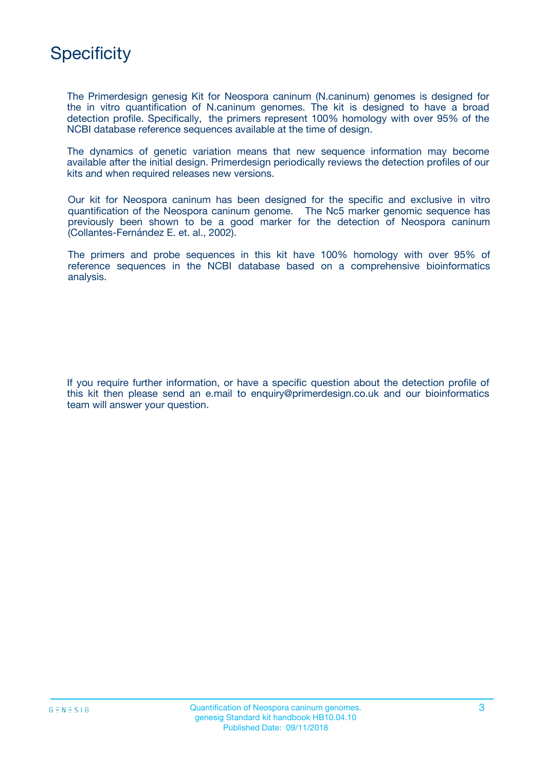# Specificity

The Primerdesign genesig Kit for Neospora caninum (N.caninum) genomes is designed for the in vitro quantification of N.caninum genomes. The kit is designed to have a broad detection profile. Specifically, the primers represent 100% homology with over 95% of the NCBI database reference sequences available at the time of design.

The dynamics of genetic variation means that new sequence information may become available after the initial design. Primerdesign periodically reviews the detection profiles of our kits and when required releases new versions.

Our kit for Neospora caninum has been designed for the specific and exclusive in vitro quantification of the Neospora caninum genome. The Nc5 marker genomic sequence has previously been shown to be a good marker for the detection of Neospora caninum (Collantes-Fernández E. et. al., 2002).

The primers and probe sequences in this kit have 100% homology with over 95% of reference sequences in the NCBI database based on a comprehensive bioinformatics analysis.

If you require further information, or have a specific question about the detection profile of this kit then please send an e.mail to enquiry@primerdesign.co.uk and our bioinformatics team will answer your question.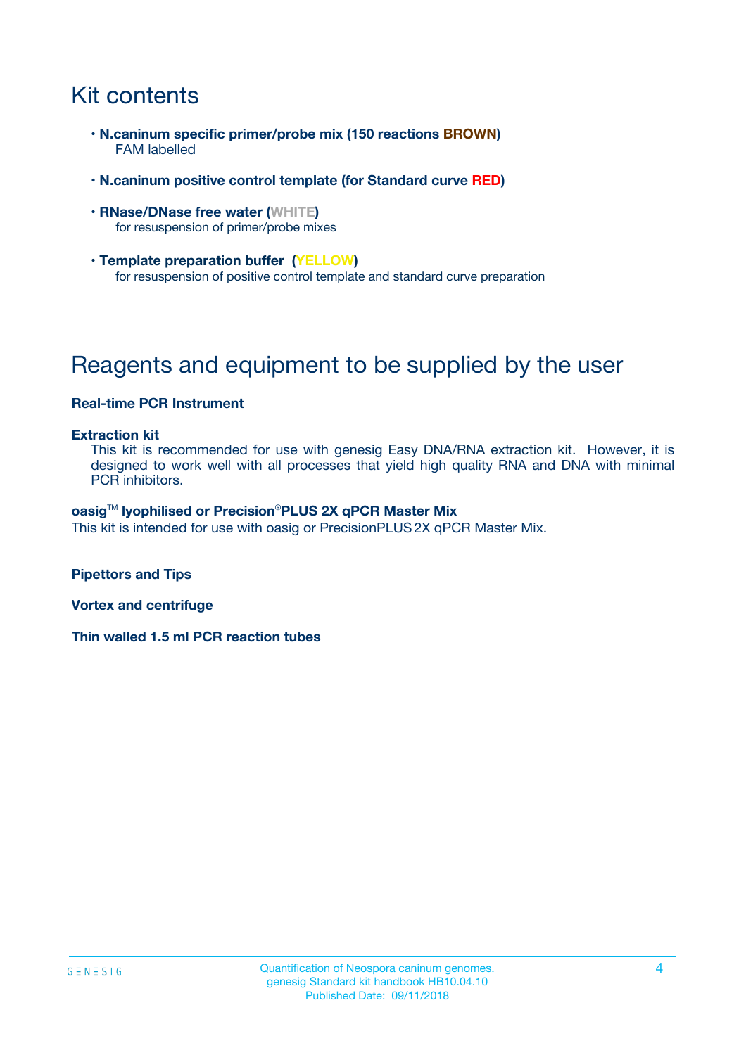# Kit contents

- **N.caninum specific primer/probe mix (150 reactions BROWN)**
  FAM labelled
- **N.caninum positive control template (for Standard curve RED)**
- **RNase/DNase free water (WHITE)**
  for resuspension of primer/probe mixes
- **Template preparation buffer (YELLOW)**
  for resuspension of positive control template and standard curve preparation

# Reagents and equipment to be supplied by the user

**Real-time PCR Instrument**

**Extraction kit**

This kit is recommended for use with genesig Easy DNA/RNA extraction kit. However, it is designed to work well with all processes that yield high quality RNA and DNA with minimal PCR inhibitors.

**oasig™ lyophilised or Precision®PLUS 2X qPCR Master Mix**

This kit is intended for use with oasig or PrecisionPLUS 2X qPCR Master Mix.

**Pipettors and Tips**

**Vortex and centrifuge**

**Thin walled 1.5 ml PCR reaction tubes**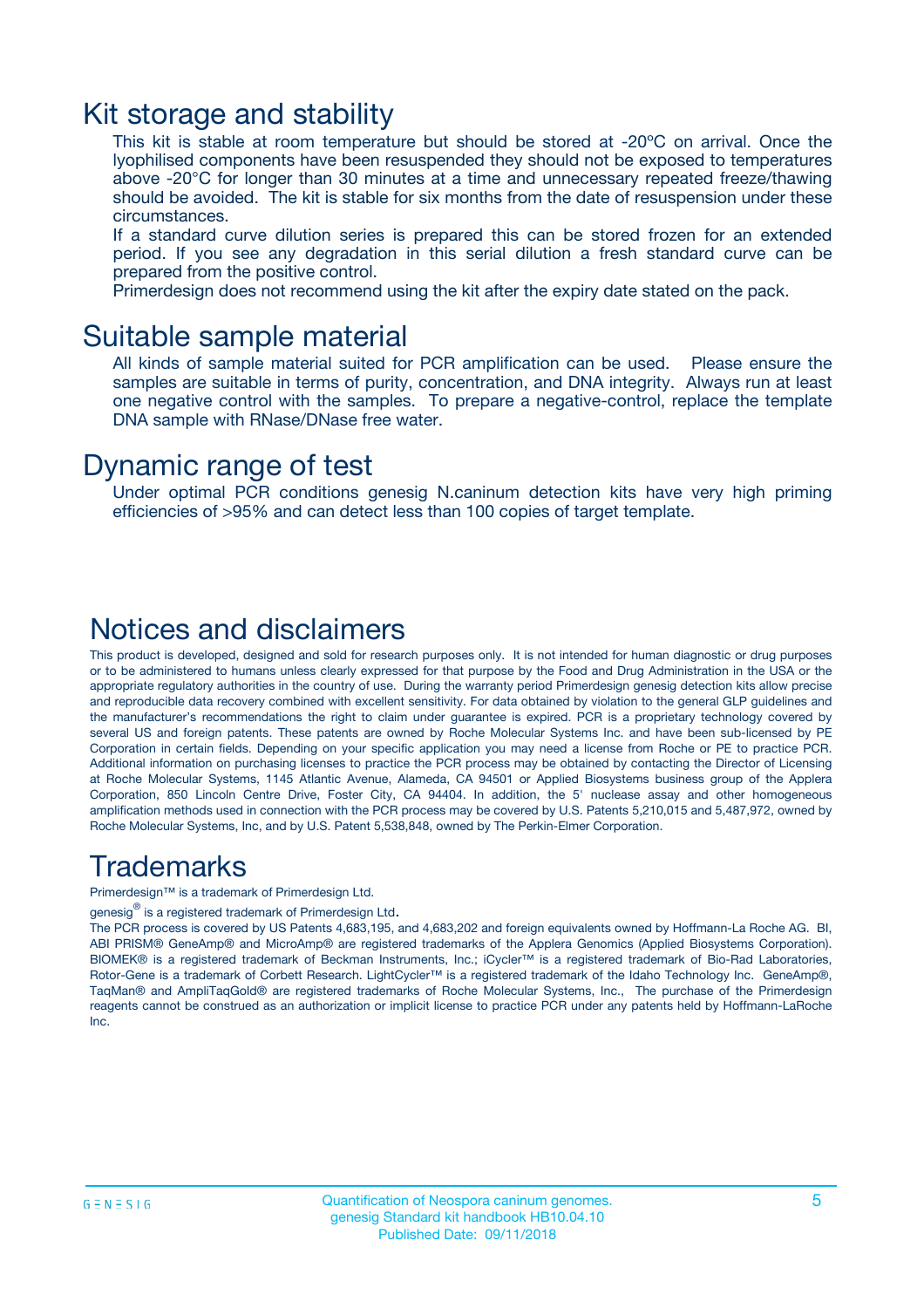# Kit storage and stability

This kit is stable at room temperature but should be stored at -20ºC on arrival. Once the lyophilised components have been resuspended they should not be exposed to temperatures above -20°C for longer than 30 minutes at a time and unnecessary repeated freeze/thawing should be avoided. The kit is stable for six months from the date of resuspension under these circumstances.

If a standard curve dilution series is prepared this can be stored frozen for an extended period. If you see any degradation in this serial dilution a fresh standard curve can be prepared from the positive control.

Primerdesign does not recommend using the kit after the expiry date stated on the pack.

# Suitable sample material

All kinds of sample material suited for PCR amplification can be used. Please ensure the samples are suitable in terms of purity, concentration, and DNA integrity. Always run at least one negative control with the samples. To prepare a negative-control, replace the template DNA sample with RNase/DNase free water.

# Dynamic range of test

Under optimal PCR conditions genesig N.caninum detection kits have very high priming efficiencies of >95% and can detect less than 100 copies of target template.

# Notices and disclaimers

This product is developed, designed and sold for research purposes only. It is not intended for human diagnostic or drug purposes or to be administered to humans unless clearly expressed for that purpose by the Food and Drug Administration in the USA or the appropriate regulatory authorities in the country of use. During the warranty period Primerdesign genesig detection kits allow precise and reproducible data recovery combined with excellent sensitivity. For data obtained by violation to the general GLP guidelines and the manufacturer's recommendations the right to claim under guarantee is expired. PCR is a proprietary technology covered by several US and foreign patents. These patents are owned by Roche Molecular Systems Inc. and have been sub-licensed by PE Corporation in certain fields. Depending on your specific application you may need a license from Roche or PE to practice PCR. Additional information on purchasing licenses to practice the PCR process may be obtained by contacting the Director of Licensing at Roche Molecular Systems, 1145 Atlantic Avenue, Alameda, CA 94501 or Applied Biosystems business group of the Applera Corporation, 850 Lincoln Centre Drive, Foster City, CA 94404. In addition, the 5' nuclease assay and other homogeneous amplification methods used in connection with the PCR process may be covered by U.S. Patents 5,210,015 and 5,487,972, owned by Roche Molecular Systems, Inc, and by U.S. Patent 5,538,848, owned by The Perkin-Elmer Corporation.

# Trademarks

Primerdesign™ is a trademark of Primerdesign Ltd.

genesig® is a registered trademark of Primerdesign Ltd.

The PCR process is covered by US Patents 4,683,195, and 4,683,202 and foreign equivalents owned by Hoffmann-La Roche AG. BI, ABI PRISM® GeneAmp® and MicroAmp® are registered trademarks of the Applera Genomics (Applied Biosystems Corporation). BIOMEK® is a registered trademark of Beckman Instruments, Inc.; iCycler™ is a registered trademark of Bio-Rad Laboratories, Rotor-Gene is a trademark of Corbett Research. LightCycler™ is a registered trademark of the Idaho Technology Inc. GeneAmp®, TaqMan® and AmpliTaqGold® are registered trademarks of Roche Molecular Systems, Inc., The purchase of the Primerdesign reagents cannot be construed as an authorization or implicit license to practice PCR under any patents held by Hoffmann-LaRoche Inc.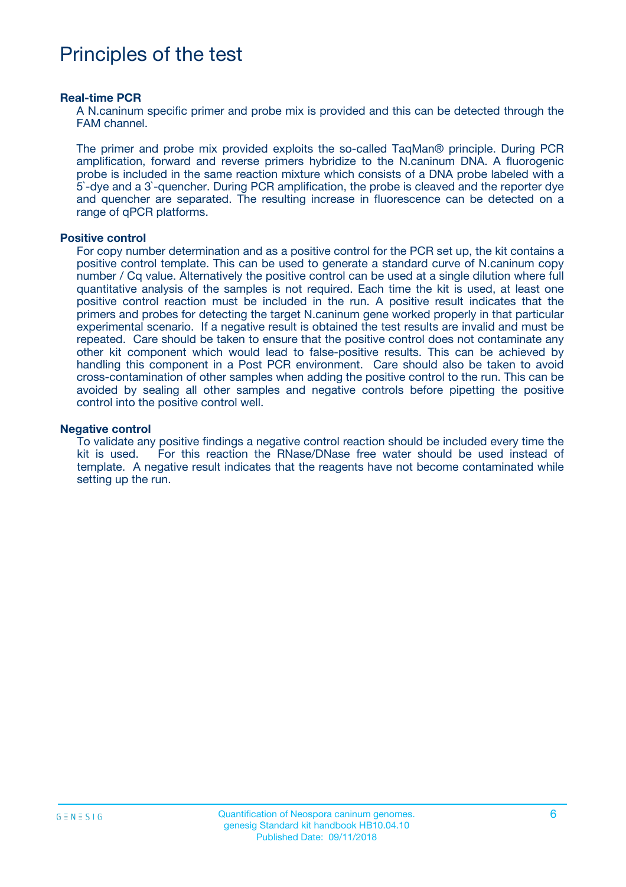# Principles of the test

**Real-time PCR**

A N.caninum specific primer and probe mix is provided and this can be detected through the FAM channel.

The primer and probe mix provided exploits the so-called TaqMan® principle. During PCR amplification, forward and reverse primers hybridize to the N.caninum DNA. A fluorogenic probe is included in the same reaction mixture which consists of a DNA probe labeled with a 5`-dye and a 3`-quencher. During PCR amplification, the probe is cleaved and the reporter dye and quencher are separated. The resulting increase in fluorescence can be detected on a range of qPCR platforms.

**Positive control**

For copy number determination and as a positive control for the PCR set up, the kit contains a positive control template. This can be used to generate a standard curve of N.caninum copy number / Cq value. Alternatively the positive control can be used at a single dilution where full quantitative analysis of the samples is not required. Each time the kit is used, at least one positive control reaction must be included in the run. A positive result indicates that the primers and probes for detecting the target N.caninum gene worked properly in that particular experimental scenario. If a negative result is obtained the test results are invalid and must be repeated. Care should be taken to ensure that the positive control does not contaminate any other kit component which would lead to false-positive results. This can be achieved by handling this component in a Post PCR environment. Care should also be taken to avoid cross-contamination of other samples when adding the positive control to the run. This can be avoided by sealing all other samples and negative controls before pipetting the positive control into the positive control well.

**Negative control**

To validate any positive findings a negative control reaction should be included every time the kit is used. For this reaction the RNase/DNase free water should be used instead of template. A negative result indicates that the reagents have not become contaminated while setting up the run.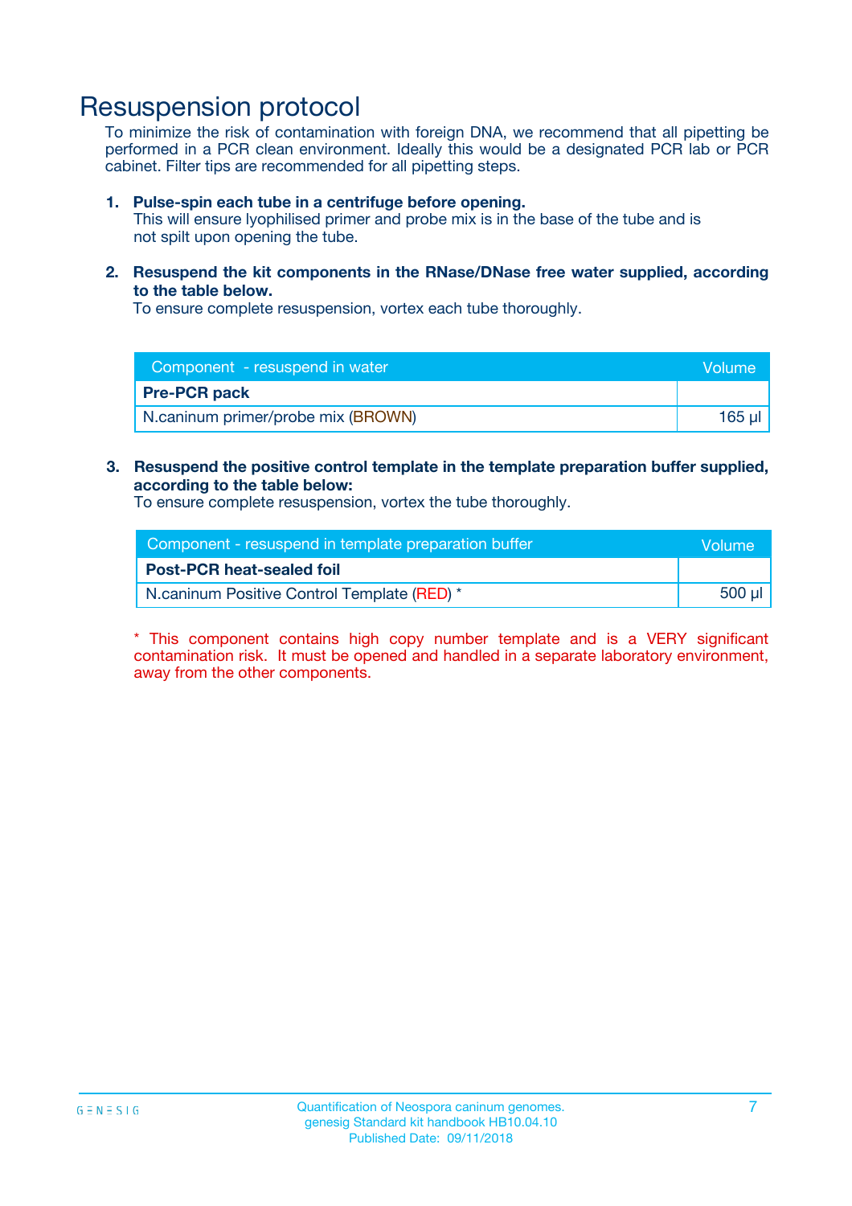# Resuspension protocol

To minimize the risk of contamination with foreign DNA, we recommend that all pipetting be performed in a PCR clean environment. Ideally this would be a designated PCR lab or PCR cabinet. Filter tips are recommended for all pipetting steps.

1. **Pulse-spin each tube in a centrifuge before opening.**
   This will ensure lyophilised primer and probe mix is in the base of the tube and is not spilt upon opening the tube.

2. **Resuspend the kit components in the RNase/DNase free water supplied, according to the table below.**
   To ensure complete resuspension, vortex each tube thoroughly.

| Component - resuspend in water | Volume |
|---|---|
| **Pre-PCR pack** | |
| N.caninum primer/probe mix (BROWN) | 165 µl |

3. **Resuspend the positive control template in the template preparation buffer supplied, according to the table below:**
   To ensure complete resuspension, vortex the tube thoroughly.

| Component - resuspend in template preparation buffer | Volume |
|---|---|
| **Post-PCR heat-sealed foil** | |
| N.caninum Positive Control Template (RED) * | 500 µl |

* This component contains high copy number template and is a VERY significant contamination risk. It must be opened and handled in a separate laboratory environment, away from the other components.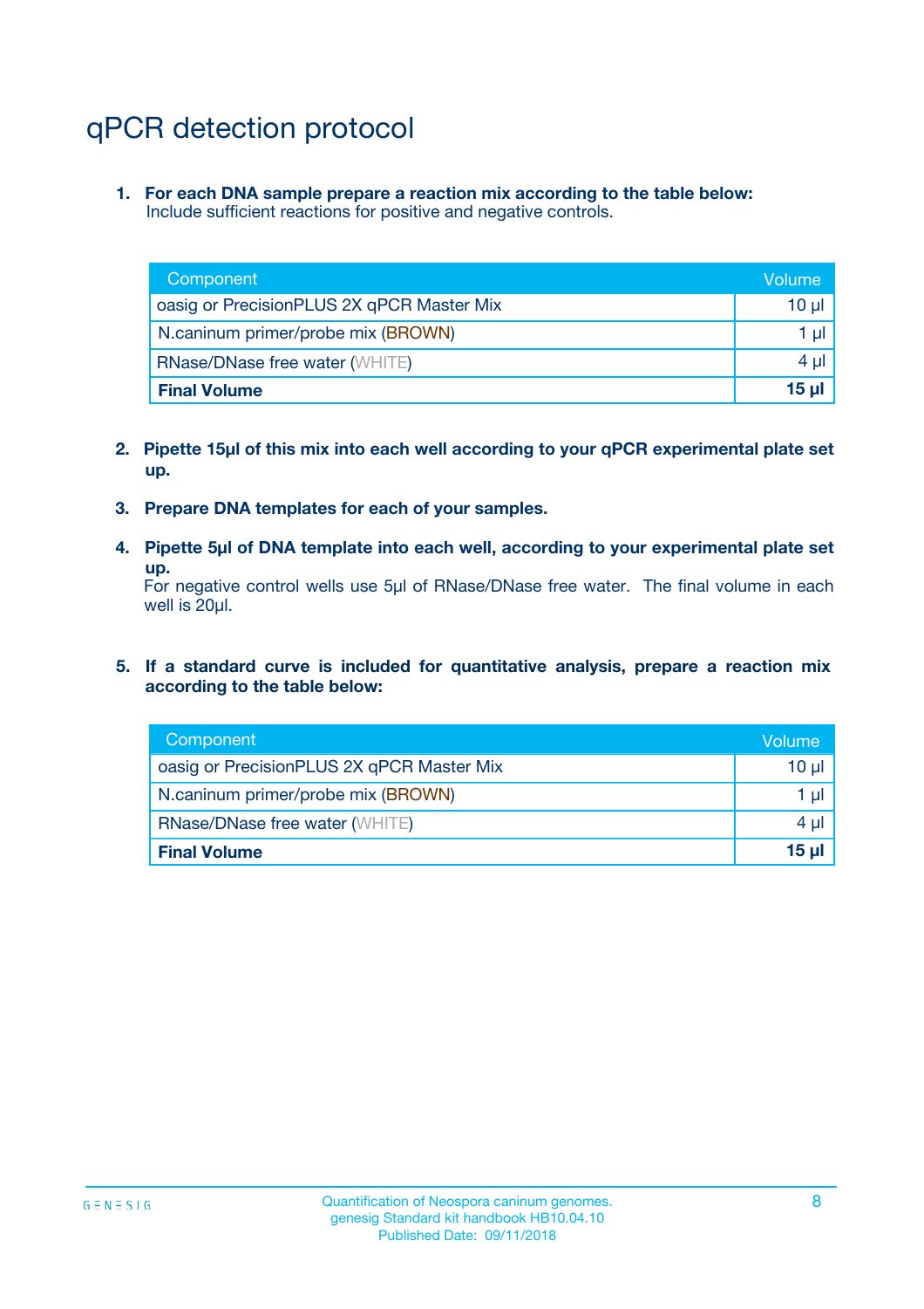# qPCR detection protocol

1. **For each DNA sample prepare a reaction mix according to the table below:**
   Include sufficient reactions for positive and negative controls.

| Component | Volume |
|---|---|
| oasig or PrecisionPLUS 2X qPCR Master Mix | 10 µl |
| N.caninum primer/probe mix (BROWN) | 1 µl |
| RNase/DNase free water (WHITE) | 4 µl |
| **Final Volume** | **15 µl** |

2. **Pipette 15µl of this mix into each well according to your qPCR experimental plate set up.**

3. **Prepare DNA templates for each of your samples.**

4. **Pipette 5µl of DNA template into each well, according to your experimental plate set up.**
   For negative control wells use 5µl of RNase/DNase free water. The final volume in each well is 20µl.

5. **If a standard curve is included for quantitative analysis, prepare a reaction mix according to the table below:**

| Component | Volume |
|---|---|
| oasig or PrecisionPLUS 2X qPCR Master Mix | 10 µl |
| N.caninum primer/probe mix (BROWN) | 1 µl |
| RNase/DNase free water (WHITE) | 4 µl |
| **Final Volume** | **15 µl** |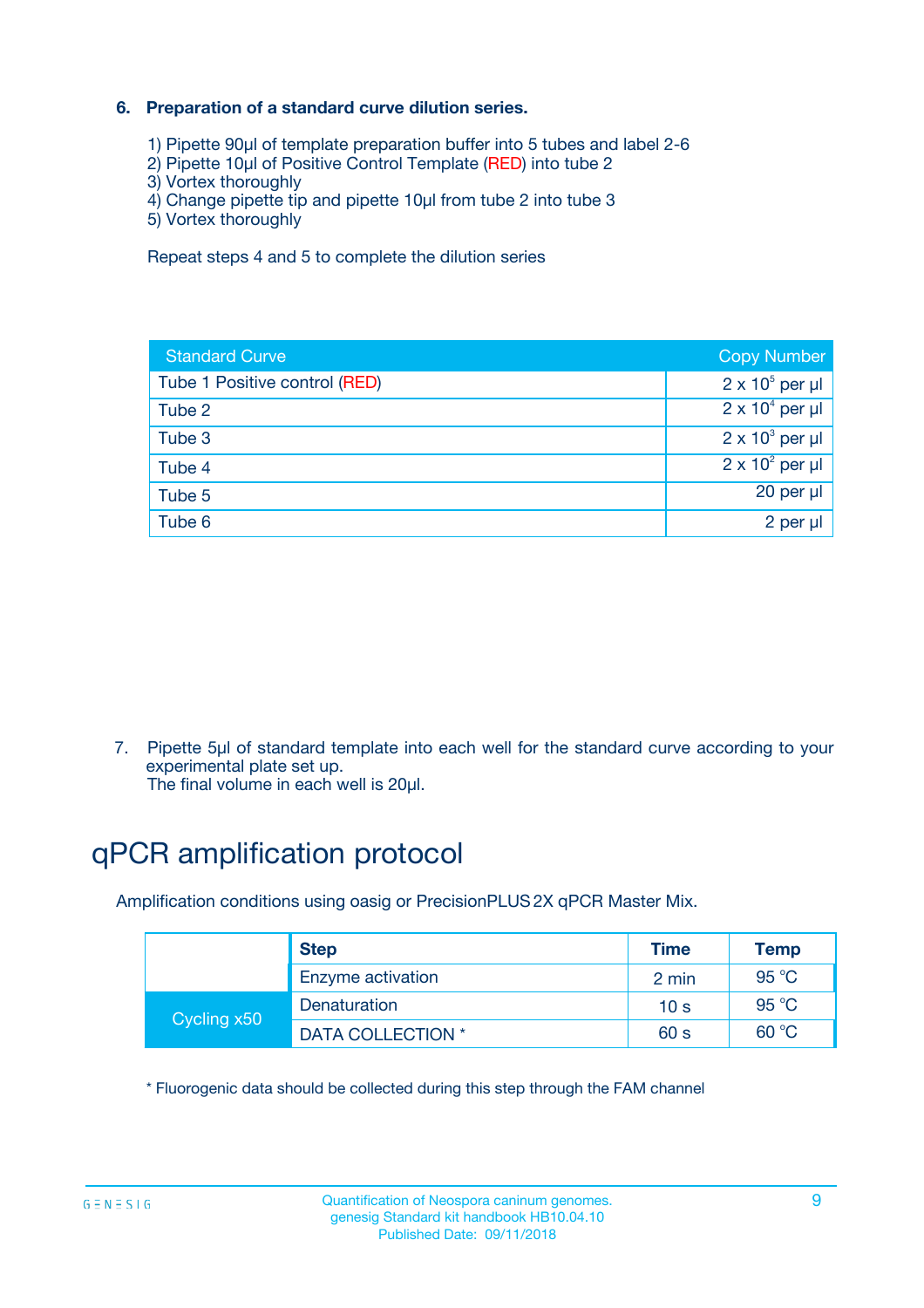### 6. Preparation of a standard curve dilution series.

1) Pipette 90µl of template preparation buffer into 5 tubes and label 2-6
2) Pipette 10µl of Positive Control Template (RED) into tube 2
3) Vortex thoroughly
4) Change pipette tip and pipette 10µl from tube 2 into tube 3
5) Vortex thoroughly

Repeat steps 4 and 5 to complete the dilution series

| Standard Curve | Copy Number |
|---|---|
| Tube 1 Positive control (RED) | $2 \times 10^5$ per µl |
| Tube 2 | $2 \times 10^4$ per µl |
| Tube 3 | $2 \times 10^3$ per µl |
| Tube 4 | $2 \times 10^2$ per µl |
| Tube 5 | 20 per µl |
| Tube 6 | 2 per µl |

7. Pipette 5µl of standard template into each well for the standard curve according to your experimental plate set up.
   The final volume in each well is 20µl.

# qPCR amplification protocol

Amplification conditions using oasig or PrecisionPLUS 2X qPCR Master Mix.

| | Step | Time | Temp |
|---|---|---|---|
| | Enzyme activation | 2 min | 95 °C |
| Cycling x50 | Denaturation | 10 s | 95 °C |
| | DATA COLLECTION * | 60 s | 60 °C |

* Fluorogenic data should be collected during this step through the FAM channel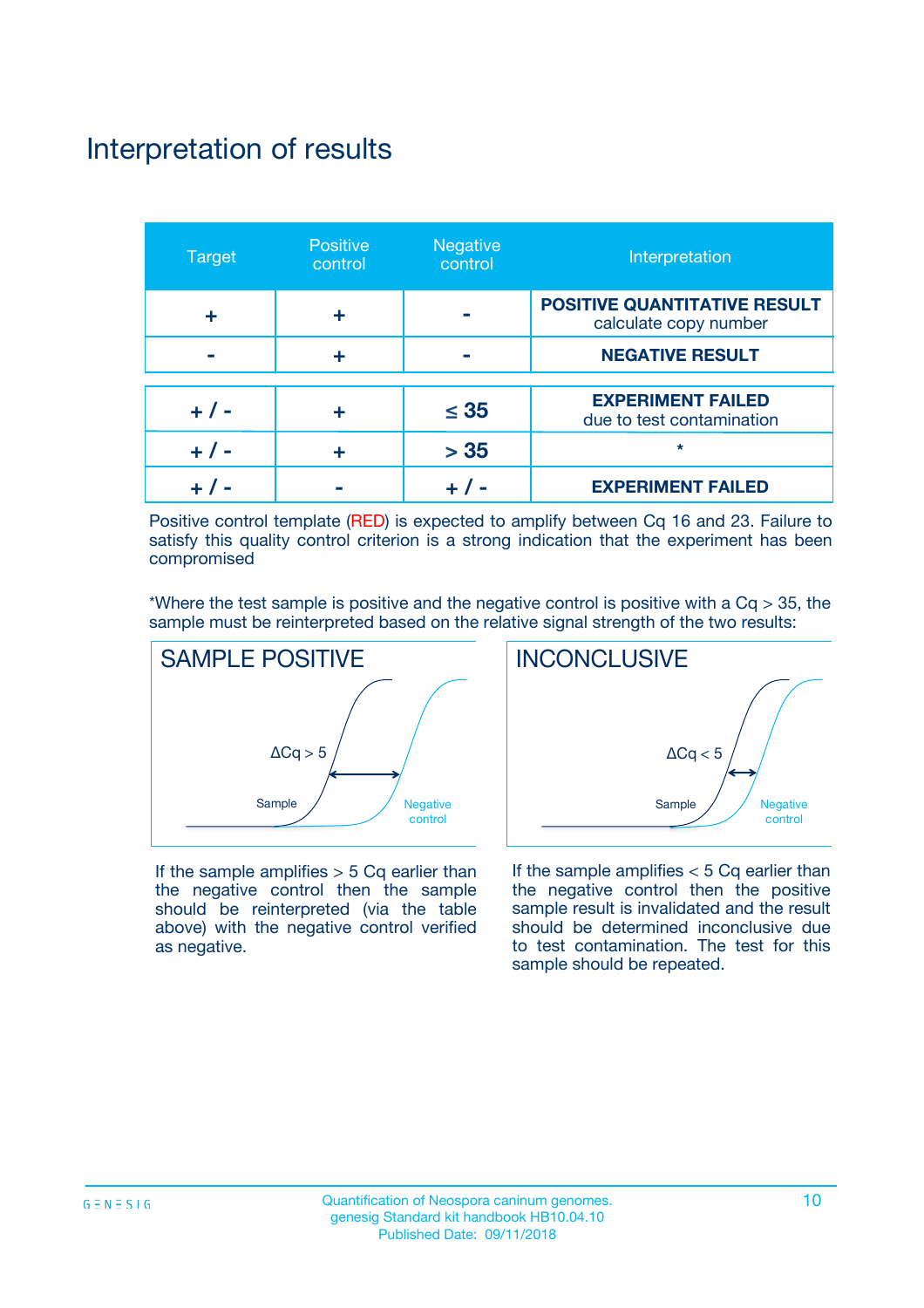# Interpretation of results

| Target | Positive control | Negative control | Interpretation |
|---|---|---|---|
| + | + | - | **POSITIVE QUANTITATIVE RESULT** calculate copy number |
| - | + | - | **NEGATIVE RESULT** |
| + / - | + | ≤ 35 | **EXPERIMENT FAILED** due to test contamination |
| + / - | + | > 35 | * |
| + / - | - | + / - | **EXPERIMENT FAILED** |

Positive control template (RED) is expected to amplify between Cq 16 and 23. Failure to satisfy this quality control criterion is a strong indication that the experiment has been compromised

*Where the test sample is positive and the negative control is positive with a Cq > 35, the sample must be reinterpreted based on the relative signal strength of the two results:

SAMPLE POSITIVE

ΔCq > 5

Sample

Negative control

If the sample amplifies > 5 Cq earlier than the negative control then the sample should be reinterpreted (via the table above) with the negative control verified as negative.

INCONCLUSIVE

ΔCq < 5

Sample

Negative control

If the sample amplifies < 5 Cq earlier than the negative control then the positive sample result is invalidated and the result should be determined inconclusive due to test contamination. The test for this sample should be repeated.